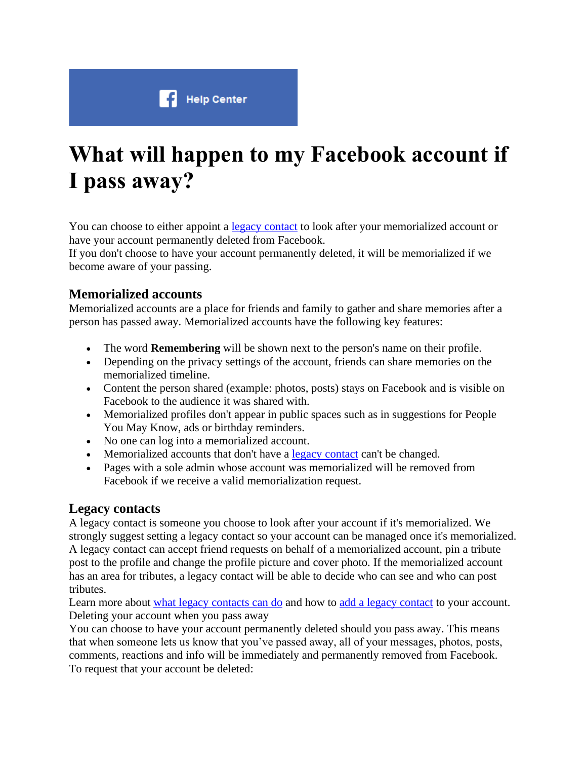Help Center

# What will happen to my Facebook account if I pass away?

You can choose to either appoint a legacy contact to look after your memorialized account or have your account permanently deleted from Facebook.
If you don't choose to have your account permanently deleted, it will be memorialized if we become aware of your passing.

## Memorialized accounts

Memorialized accounts are a place for friends and family to gather and share memories after a person has passed away. Memorialized accounts have the following key features:

- The word **Remembering** will be shown next to the person's name on their profile.
- Depending on the privacy settings of the account, friends can share memories on the memorialized timeline.
- Content the person shared (example: photos, posts) stays on Facebook and is visible on Facebook to the audience it was shared with.
- Memorialized profiles don't appear in public spaces such as in suggestions for People You May Know, ads or birthday reminders.
- No one can log into a memorialized account.
- Memorialized accounts that don't have a legacy contact can't be changed.
- Pages with a sole admin whose account was memorialized will be removed from Facebook if we receive a valid memorialization request.

## Legacy contacts

A legacy contact is someone you choose to look after your account if it's memorialized. We strongly suggest setting a legacy contact so your account can be managed once it's memorialized. A legacy contact can accept friend requests on behalf of a memorialized account, pin a tribute post to the profile and change the profile picture and cover photo. If the memorialized account has an area for tributes, a legacy contact will be able to decide who can see and who can post tributes.
Learn more about what legacy contacts can do and how to add a legacy contact to your account.
Deleting your account when you pass away
You can choose to have your account permanently deleted should you pass away. This means that when someone lets us know that you've passed away, all of your messages, photos, posts, comments, reactions and info will be immediately and permanently removed from Facebook.
To request that your account be deleted: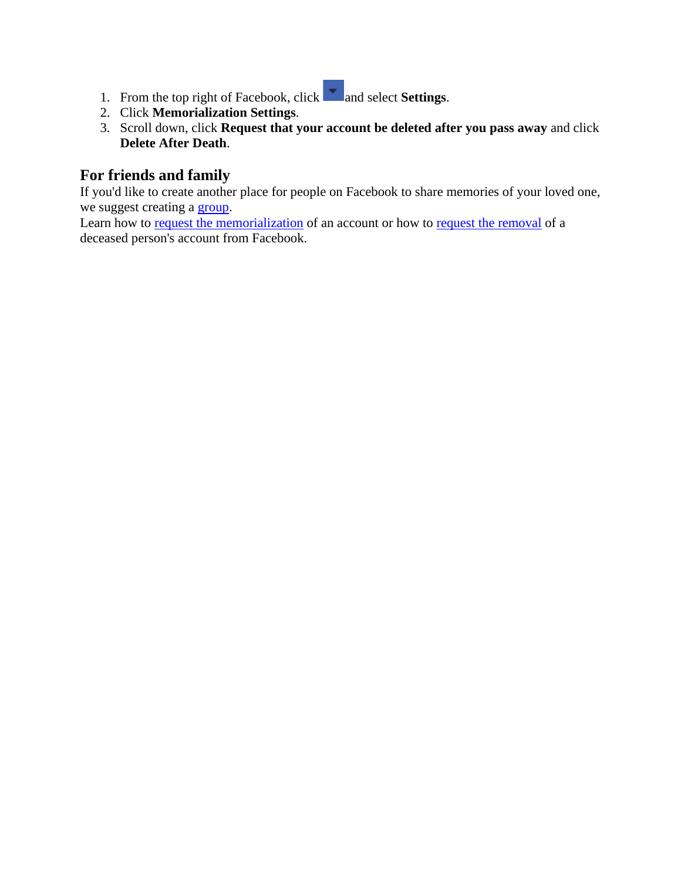1. From the top right of Facebook, click and select **Settings**.
2. Click **Memorialization Settings**.
3. Scroll down, click **Request that your account be deleted after you pass away** and click **Delete After Death**.

## For friends and family

If you'd like to create another place for people on Facebook to share memories of your loved one, we suggest creating a group.
Learn how to request the memorialization of an account or how to request the removal of a deceased person's account from Facebook.